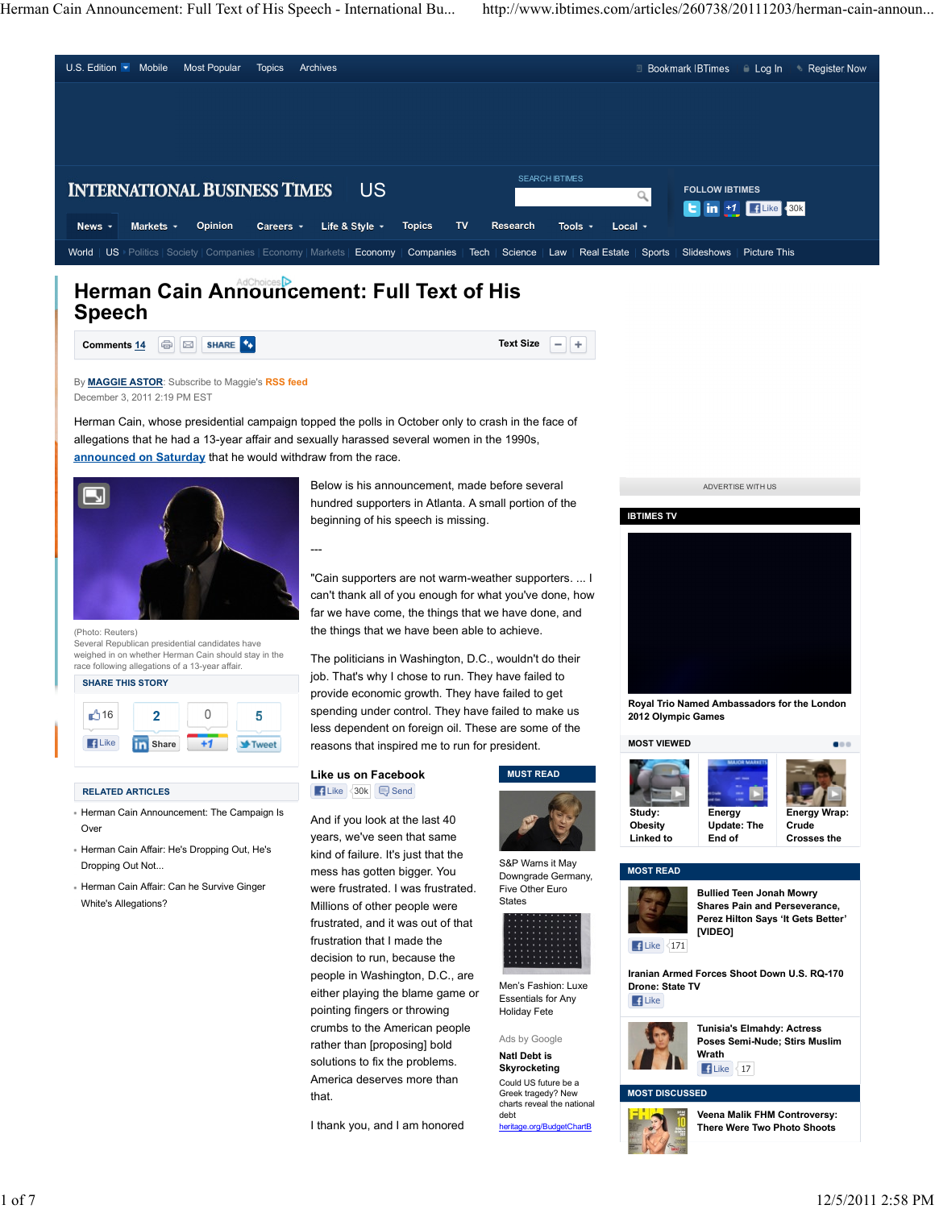# Herman Cain Announcement: Full Text of His Speech

By **MAGGIE ASTOR**: Subscribe to Maggie's RSS feed
December 3, 2011 2:19 PM EST

Herman Cain, whose presidential campaign topped the polls in October only to crash in the face of allegations that he had a 13-year affair and sexually harassed several women in the 1990s, announced on Saturday that he would withdraw from the race.

(Photo: Reuters)
Several Republican presidential candidates have weighed in on whether Herman Cain should stay in the race following allegations of a 13-year affair.

Below is his announcement, made before several hundred supporters in Atlanta. A small portion of the beginning of his speech is missing.

---

"Cain supporters are not warm-weather supporters. ... I can't thank all of you enough for what you've done, how far we have come, the things that we have done, and the things that we have been able to achieve.

The politicians in Washington, D.C., wouldn't do their job. That's why I chose to run. They have failed to provide economic growth. They have failed to get spending under control. They have failed to make us less dependent on foreign oil. These are some of the reasons that inspired me to run for president.

And if you look at the last 40 years, we've seen that same kind of failure. It's just that the mess has gotten bigger. You were frustrated. I was frustrated. Millions of other people were frustrated, and it was out of that frustration that I made the decision to run, because the people in Washington, D.C., are either playing the blame game or pointing fingers or throwing crumbs to the American people rather than [proposing] bold solutions to fix the problems. America deserves more than that.

I thank you, and I am honored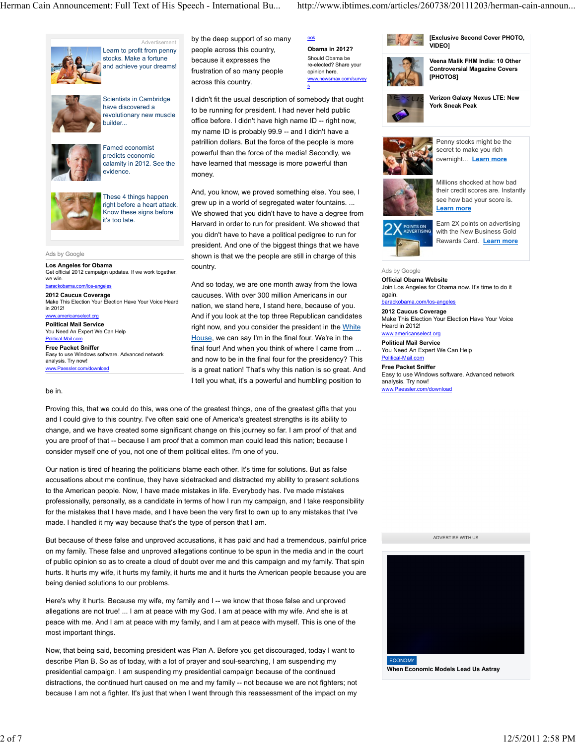by the deep support of so many people across this country, because it expresses the frustration of so many people across this country.

I didn't fit the usual description of somebody that ought to be running for president. I had never held public office before. I didn't have high name ID -- right now, my name ID is probably 99.9 -- and I didn't have a patrillion dollars. But the force of the people is more powerful than the force of the media! Secondly, we have learned that message is more powerful than money.

And, you know, we proved something else. You see, I grew up in a world of segregated water fountains. ... We showed that you didn't have to have a degree from Harvard in order to run for president. We showed that you didn't have to have a political pedigree to run for president. And one of the biggest things that we have shown is that we the people are still in charge of this country.

And so today, we are one month away from the Iowa caucuses. With over 300 million Americans in our nation, we stand here, I stand here, because of you. And if you look at the top three Republican candidates right now, and you consider the president in the White House, we can say I'm in the final four. We're in the final four! And when you think of where I come from ... and now to be in the final four for the presidency? This is a great nation! That's why this nation is so great. And I tell you what, it's a powerful and humbling position to be in.

Proving this, that we could do this, was one of the greatest things, one of the greatest gifts that you and I could give to this country. I've often said one of America's greatest strengths is its ability to change, and we have created some significant change on this journey so far. I am proof of that and you are proof of that -- because I am proof that a common man could lead this nation; because I consider myself one of you, not one of them political elites. I'm one of you.

Our nation is tired of hearing the politicians blame each other. It's time for solutions. But as false accusations about me continue, they have sidetracked and distracted my ability to present solutions to the American people. Now, I have made mistakes in life. Everybody has. I've made mistakes professionally, personally, as a candidate in terms of how I run my campaign, and I take responsibility for the mistakes that I have made, and I have been the very first to own up to any mistakes that I've made. I handled it my way because that's the type of person that I am.

But because of these false and unproved accusations, it has paid and had a tremendous, painful price on my family. These false and unproved allegations continue to be spun in the media and in the court of public opinion so as to create a cloud of doubt over me and this campaign and my family. That spin hurts. It hurts my wife, it hurts my family, it hurts me and it hurts the American people because you are being denied solutions to our problems.

Here's why it hurts. Because my wife, my family and I -- we know that those false and unproved allegations are not true! ... I am at peace with my God. I am at peace with my wife. And she is at peace with me. And I am at peace with my family, and I am at peace with myself. This is one of the most important things.

Now, that being said, becoming president was Plan A. Before you get discouraged, today I want to describe Plan B. So as of today, with a lot of prayer and soul-searching, I am suspending my presidential campaign. I am suspending my presidential campaign because of the continued distractions, the continued hurt caused on me and my family -- not because we are not fighters; not because I am not a fighter. It's just that when I went through this reassessment of the impact on my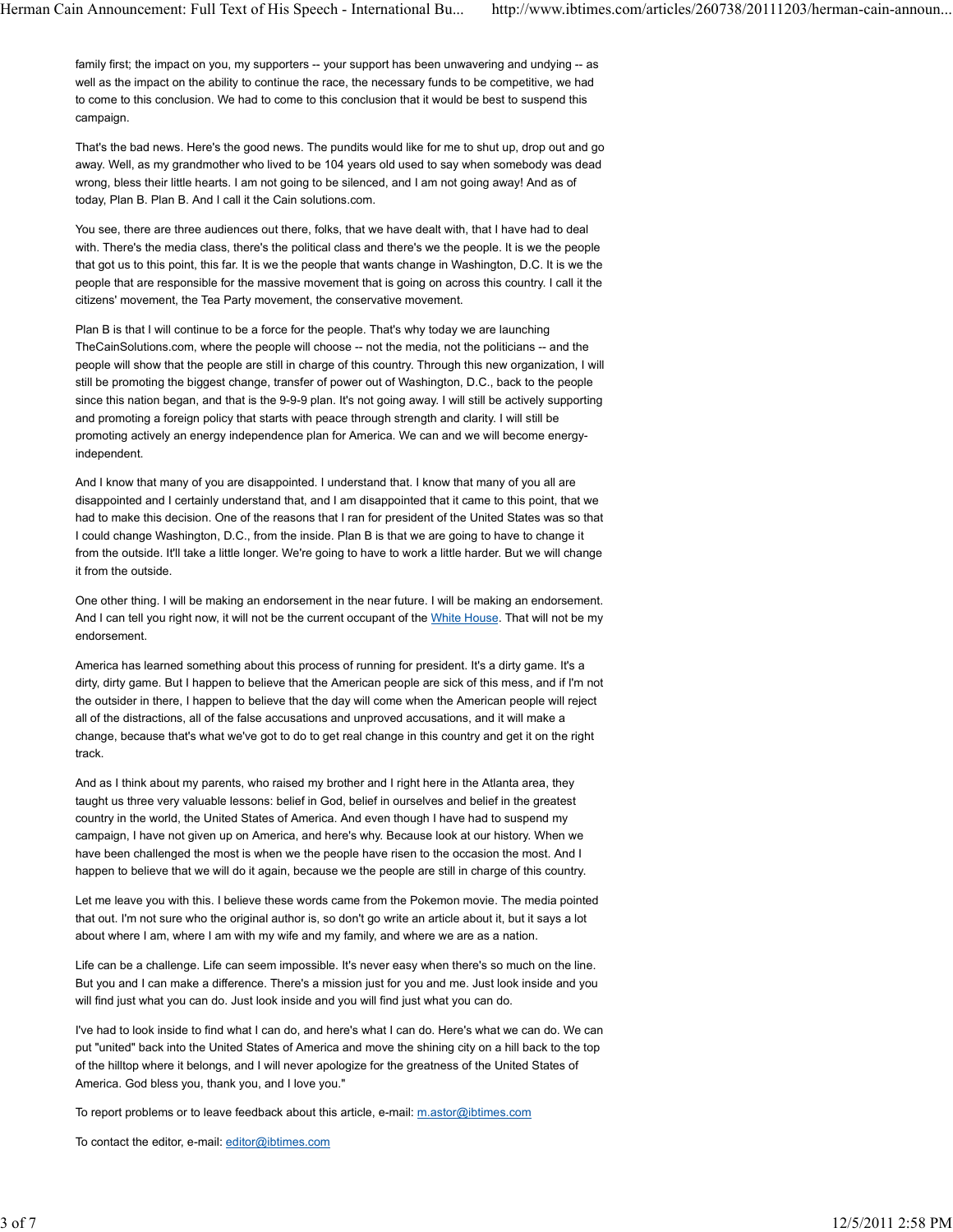family first; the impact on you, my supporters -- your support has been unwavering and undying -- as well as the impact on the ability to continue the race, the necessary funds to be competitive, we had to come to this conclusion. We had to come to this conclusion that it would be best to suspend this campaign.

That's the bad news. Here's the good news. The pundits would like for me to shut up, drop out and go away. Well, as my grandmother who lived to be 104 years old used to say when somebody was dead wrong, bless their little hearts. I am not going to be silenced, and I am not going away! And as of today, Plan B. Plan B. And I call it the Cain solutions.com.

You see, there are three audiences out there, folks, that we have dealt with, that I have had to deal with. There's the media class, there's the political class and there's we the people. It is we the people that got us to this point, this far. It is we the people that wants change in Washington, D.C. It is we the people that are responsible for the massive movement that is going on across this country. I call it the citizens' movement, the Tea Party movement, the conservative movement.

Plan B is that I will continue to be a force for the people. That's why today we are launching TheCainSolutions.com, where the people will choose -- not the media, not the politicians -- and the people will show that the people are still in charge of this country. Through this new organization, I will still be promoting the biggest change, transfer of power out of Washington, D.C., back to the people since this nation began, and that is the 9-9-9 plan. It's not going away. I will still be actively supporting and promoting a foreign policy that starts with peace through strength and clarity. I will still be promoting actively an energy independence plan for America. We can and we will become energy-independent.

And I know that many of you are disappointed. I understand that. I know that many of you all are disappointed and I certainly understand that, and I am disappointed that it came to this point, that we had to make this decision. One of the reasons that I ran for president of the United States was so that I could change Washington, D.C., from the inside. Plan B is that we are going to have to change it from the outside. It'll take a little longer. We're going to have to work a little harder. But we will change it from the outside.

One other thing. I will be making an endorsement in the near future. I will be making an endorsement. And I can tell you right now, it will not be the current occupant of the White House. That will not be my endorsement.

America has learned something about this process of running for president. It's a dirty game. It's a dirty, dirty game. But I happen to believe that the American people are sick of this mess, and if I'm not the outsider in there, I happen to believe that the day will come when the American people will reject all of the distractions, all of the false accusations and unproved accusations, and it will make a change, because that's what we've got to do to get real change in this country and get it on the right track.

And as I think about my parents, who raised my brother and I right here in the Atlanta area, they taught us three very valuable lessons: belief in God, belief in ourselves and belief in the greatest country in the world, the United States of America. And even though I have had to suspend my campaign, I have not given up on America, and here's why. Because look at our history. When we have been challenged the most is when we the people have risen to the occasion the most. And I happen to believe that we will do it again, because we the people are still in charge of this country.

Let me leave you with this. I believe these words came from the Pokemon movie. The media pointed that out. I'm not sure who the original author is, so don't go write an article about it, but it says a lot about where I am, where I am with my wife and my family, and where we are as a nation.

Life can be a challenge. Life can seem impossible. It's never easy when there's so much on the line. But you and I can make a difference. There's a mission just for you and me. Just look inside and you will find just what you can do. Just look inside and you will find just what you can do.

I've had to look inside to find what I can do, and here's what I can do. Here's what we can do. We can put "united" back into the United States of America and move the shining city on a hill back to the top of the hilltop where it belongs, and I will never apologize for the greatness of the United States of America. God bless you, thank you, and I love you."

To report problems or to leave feedback about this article, e-mail: m.astor@ibtimes.com

To contact the editor, e-mail: editor@ibtimes.com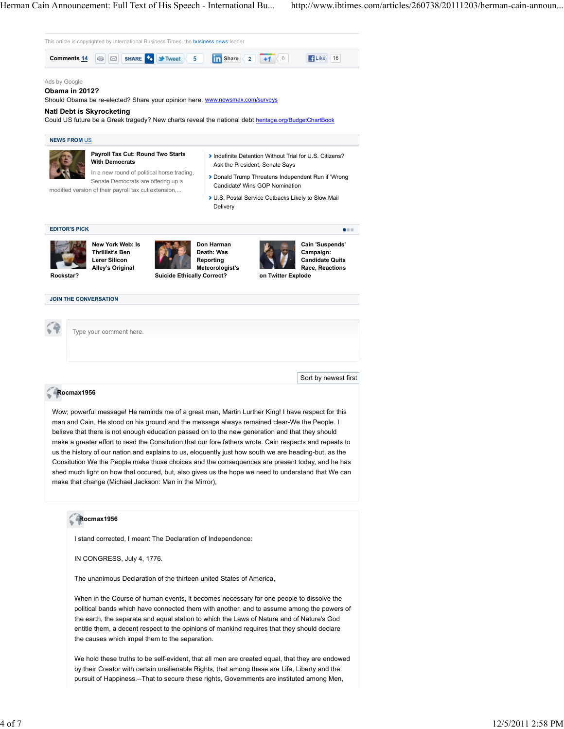This article is copyrighted by International Business Times, the business news leader

Comments 14 | SHARE | Tweet 5 | Share 2 | +1 0 | Like 16

Ads by Google

**Obama in 2012?**

Should Obama be re-elected? Share your opinion here. www.newsmax.com/surveys

**Natl Debt is Skyrocketing**

Could US future be a Greek tragedy? New charts reveal the national debt heritage.org/BudgetChartBook

## NEWS FROM US

**Payroll Tax Cut: Round Two Starts With Democrats**

In a new round of political horse trading, Senate Democrats are offering up a modified version of their payroll tax cut extension,...

- Indefinite Detention Without Trial for U.S. Citizens? Ask the President, Senate Says
- Donald Trump Threatens Independent Run if 'Wrong Candidate' Wins GOP Nomination
- U.S. Postal Service Cutbacks Likely to Slow Mail Delivery

## EDITOR'S PICK

**New York Web: Is Thrillist's Ben Lerer Silicon Alley's Original Rockstar?**

**Don Harman Death: Was Reporting Meteorologist's Suicide Ethically Correct?**

**Cain 'Suspends' Campaign: Candidate Quits Race, Reactions on Twitter Explode**

## JOIN THE CONVERSATION

Type your comment here.

Sort by newest first

**Rocmax1956**

Wow; powerful message! He reminds me of a great man, Martin Lurther King! I have respect for this man and Cain. He stood on his ground and the message always remained clear-We the People. I believe that there is not enough education passed on to the new generation and that they should make a greater effort to read the Consitution that our fore fathers wrote. Cain respects and repeats to us the history of our nation and explains to us, eloquently just how south we are heading-but, as the Consitution We the People make those choices and the consequences are present today, and he has shed much light on how that occured, but, also gives us the hope we need to understand that We can make that change (Michael Jackson: Man in the Mirror),

**Rocmax1956**

I stand corrected, I meant The Declaration of Independence:

IN CONGRESS, July 4, 1776.

The unanimous Declaration of the thirteen united States of America,

When in the Course of human events, it becomes necessary for one people to dissolve the political bands which have connected them with another, and to assume among the powers of the earth, the separate and equal station to which the Laws of Nature and of Nature's God entitle them, a decent respect to the opinions of mankind requires that they should declare the causes which impel them to the separation.

We hold these truths to be self-evident, that all men are created equal, that they are endowed by their Creator with certain unalienable Rights, that among these are Life, Liberty and the pursuit of Happiness.--That to secure these rights, Governments are instituted among Men,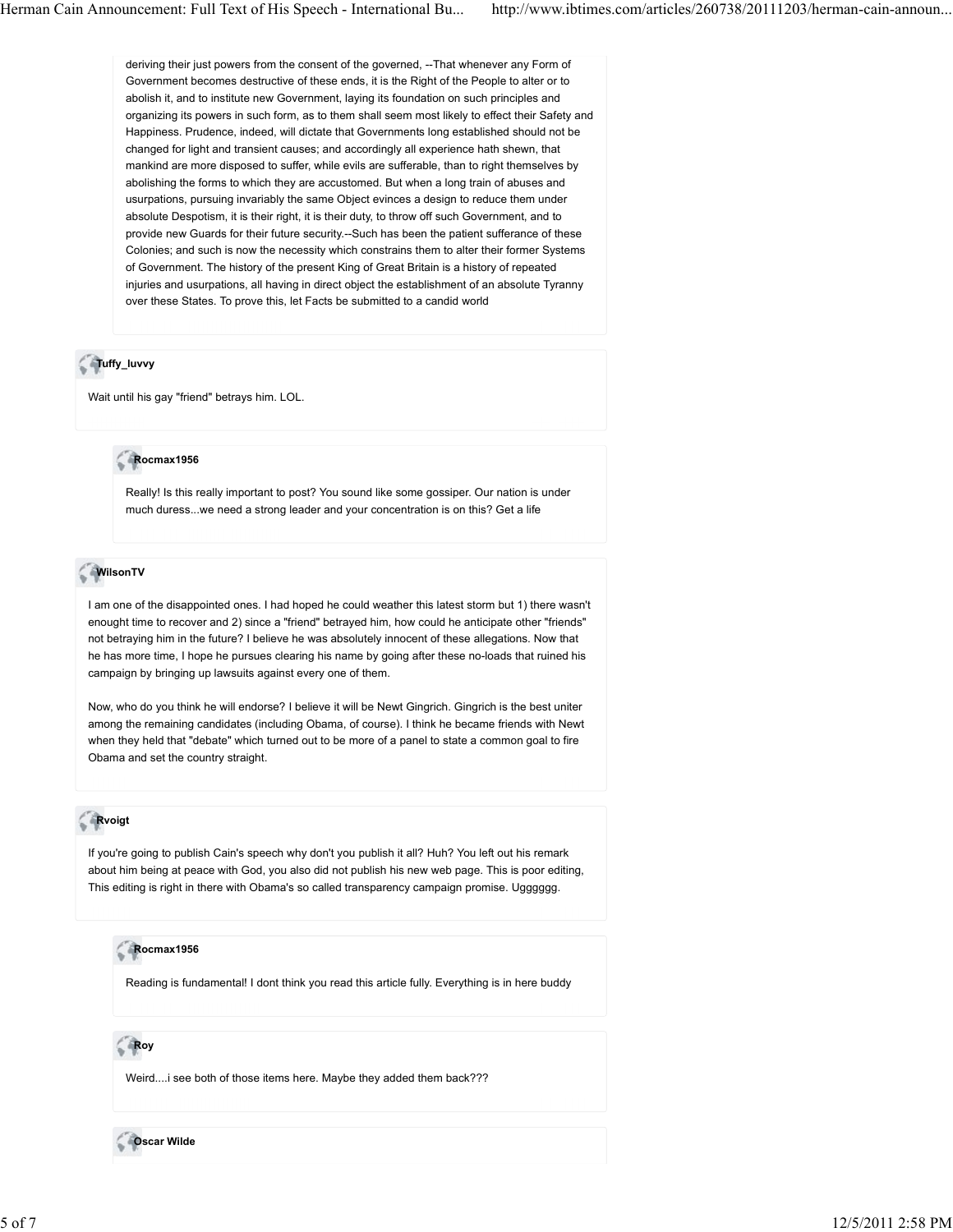deriving their just powers from the consent of the governed, --That whenever any Form of Government becomes destructive of these ends, it is the Right of the People to alter or to abolish it, and to institute new Government, laying its foundation on such principles and organizing its powers in such form, as to them shall seem most likely to effect their Safety and Happiness. Prudence, indeed, will dictate that Governments long established should not be changed for light and transient causes; and accordingly all experience hath shewn, that mankind are more disposed to suffer, while evils are sufferable, than to right themselves by abolishing the forms to which they are accustomed. But when a long train of abuses and usurpations, pursuing invariably the same Object evinces a design to reduce them under absolute Despotism, it is their right, it is their duty, to throw off such Government, and to provide new Guards for their future security.--Such has been the patient sufferance of these Colonies; and such is now the necessity which constrains them to alter their former Systems of Government. The history of the present King of Great Britain is a history of repeated injuries and usurpations, all having in direct object the establishment of an absolute Tyranny over these States. To prove this, let Facts be submitted to a candid world

**Tuffy_luvvy**

Wait until his gay "friend" betrays him. LOL.

**Rocmax1956**

Really! Is this really important to post? You sound like some gossiper. Our nation is under much duress...we need a strong leader and your concentration is on this? Get a life

**WilsonTV**

I am one of the disappointed ones. I had hoped he could weather this latest storm but 1) there wasn't enought time to recover and 2) since a "friend" betrayed him, how could he anticipate other "friends" not betraying him in the future? I believe he was absolutely innocent of these allegations. Now that he has more time, I hope he pursues clearing his name by going after these no-loads that ruined his campaign by bringing up lawsuits against every one of them.

Now, who do you think he will endorse? I believe it will be Newt Gingrich. Gingrich is the best uniter among the remaining candidates (including Obama, of course). I think he became friends with Newt when they held that "debate" which turned out to be more of a panel to state a common goal to fire Obama and set the country straight.

**Rvoigt**

If you're going to publish Cain's speech why don't you publish it all? Huh? You left out his remark about him being at peace with God, you also did not publish his new web page. This is poor editing, This editing is right in there with Obama's so called transparency campaign promise. Ugggggg.

**Rocmax1956**

Reading is fundamental! I dont think you read this article fully. Everything is in here buddy

**Roy**

Weird....i see both of those items here. Maybe they added them back???

**Oscar Wilde**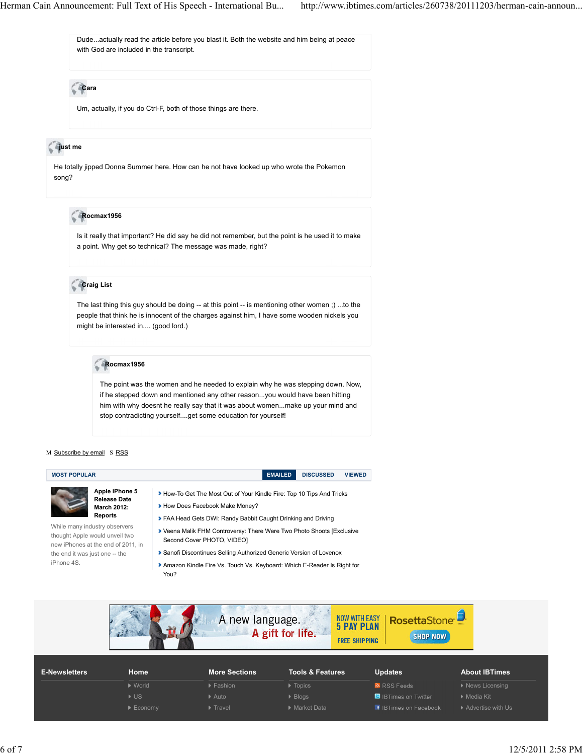Dude...actually read the article before you blast it. Both the website and him being at peace with God are included in the transcript.

**Cara**

Um, actually, if you do Ctrl-F, both of those things are there.

**just me**

He totally jipped Donna Summer here. How can he not have looked up who wrote the Pokemon song?

**Rocmax1956**

Is it really that important? He did say he did not remember, but the point is he used it to make a point. Why get so technical? The message was made, right?

**Craig List**

The last thing this guy should be doing -- at this point -- is mentioning other women ;) ...to the people that think he is innocent of the charges against him, I have some wooden nickels you might be interested in.... (good lord.)

**Rocmax1956**

The point was the women and he needed to explain why he was stepping down. Now, if he stepped down and mentioned any other reason...you would have been hitting him with why doesnt he really say that it was about women...make up your mind and stop contradicting yourself....get some education for yourself!

Subscribe by email | RSS

**MOST POPULAR** | EMAILED | DISCUSSED | VIEWED

**Apple iPhone 5 Release Date March 2012: Reports**

While many industry observers thought Apple would unveil two new iPhones at the end of 2011, in the end it was just one -- the iPhone 4S.

- How-To Get The Most Out of Your Kindle Fire: Top 10 Tips And Tricks
- How Does Facebook Make Money?
- FAA Head Gets DWI: Randy Babbit Caught Drinking and Driving
- Veena Malik FHM Controversy: There Were Two Photo Shoots [Exclusive Second Cover PHOTO, VIDEO]
- Sanofi Discontinues Selling Authorized Generic Version of Lovenox
- Amazon Kindle Fire Vs. Touch Vs. Keyboard: Which E-Reader Is Right for You?

A new language. A gift for life. NOW WITH EASY 5 PAY PLAN FREE SHIPPING RosettaStone SHOP NOW

**E-Newsletters**

**Home**
- World
- US
- Economy

**More Sections**
- Fashion
- Auto
- Travel

**Tools & Features**
- Topics
- Blogs
- Market Data

**Updates**
- RSS Feeds
- IBTimes on Twitter
- IBTimes on Facebook

**About IBTimes**
- News Licensing
- Media Kit
- Advertise with Us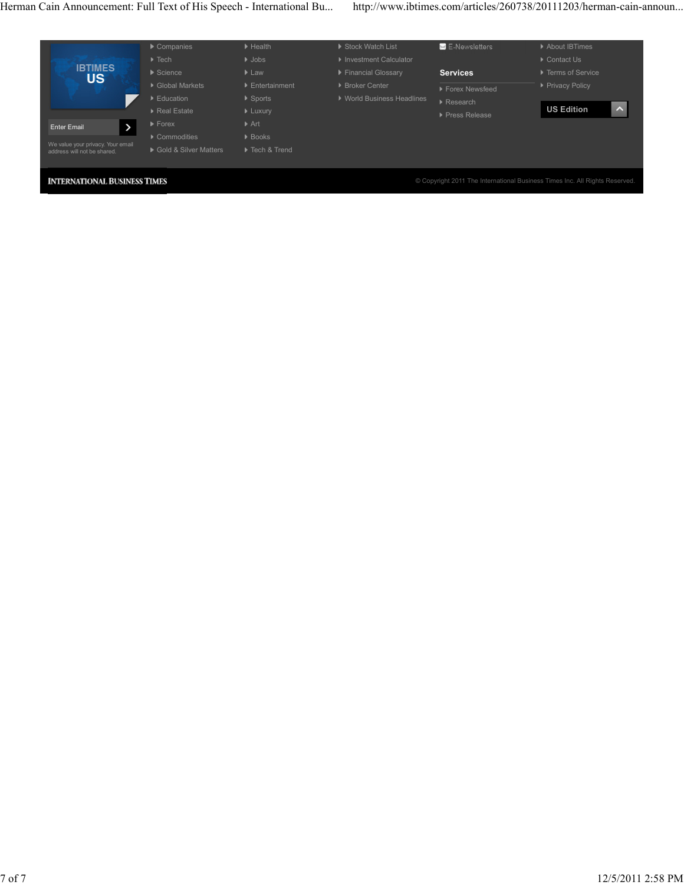IBTIMES
US

Enter Email

We value your privacy. Your email address will not be shared.

- Companies
- Tech
- Science
- Global Markets
- Education
- Real Estate
- Forex
- Commodities
- Gold & Silver Matters

- Health
- Jobs
- Law
- Entertainment
- Sports
- Luxury
- Art
- Books
- Tech & Trend

- Stock Watch List
- Investment Calculator
- Financial Glossary
- Broker Center
- World Business Headlines

E-Newsletters

**Services**

- Forex Newsfeed
- Research
- Press Release

- About IBTimes
- Contact Us
- Terms of Service
- Privacy Policy

US Edition

INTERNATIONAL BUSINESS TIMES

© Copyright 2011 The International Business Times Inc. All Rights Reserved.